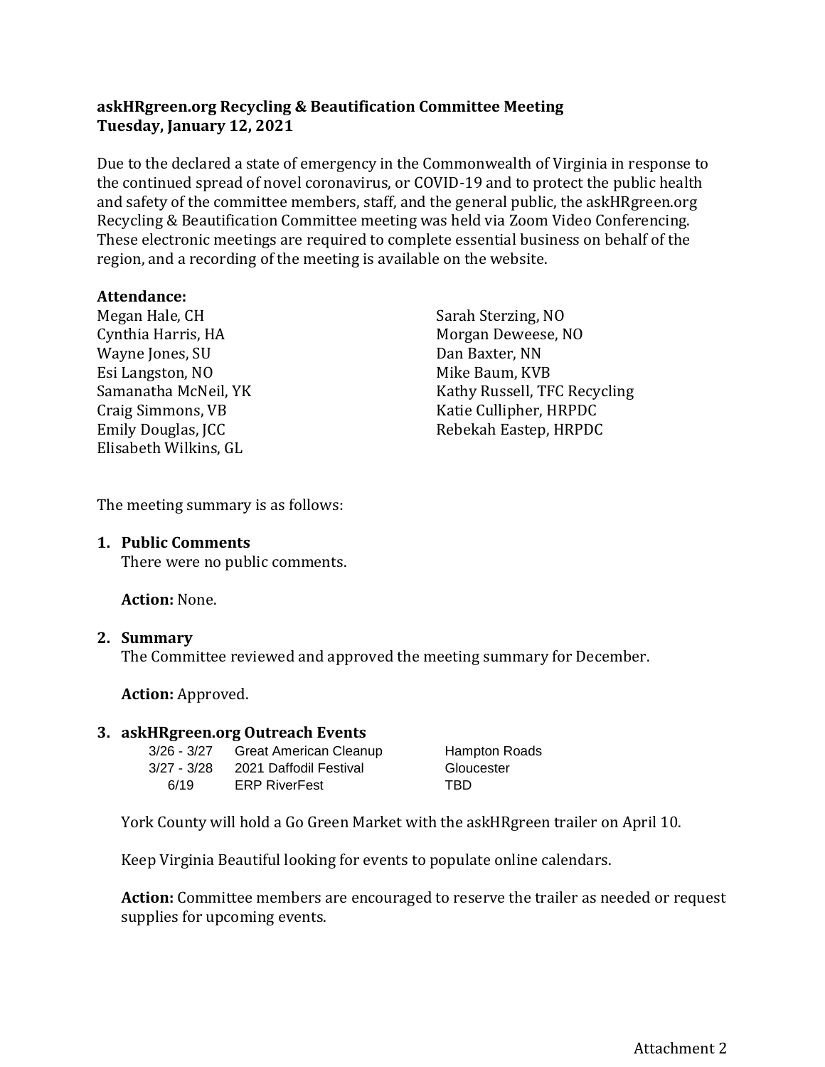**askHRgreen.org Recycling & Beautification Committee Meeting**
**Tuesday, January 12, 2021**

Due to the declared a state of emergency in the Commonwealth of Virginia in response to the continued spread of novel coronavirus, or COVID-19 and to protect the public health and safety of the committee members, staff, and the general public, the askHRgreen.org Recycling & Beautification Committee meeting was held via Zoom Video Conferencing. These electronic meetings are required to complete essential business on behalf of the region, and a recording of the meeting is available on the website.

**Attendance:**

Megan Hale, CH
Cynthia Harris, HA
Wayne Jones, SU
Esi Langston, NO
Samanatha McNeil, YK
Craig Simmons, VB
Emily Douglas, JCC
Elisabeth Wilkins, GL
Sarah Sterzing, NO
Morgan Deweese, NO
Dan Baxter, NN
Mike Baum, KVB
Kathy Russell, TFC Recycling
Katie Cullipher, HRPDC
Rebekah Eastep, HRPDC

The meeting summary is as follows:

1. **Public Comments**
   There were no public comments.

   **Action:** None.

2. **Summary**
   The Committee reviewed and approved the meeting summary for December.

   **Action:** Approved.

3. **askHRgreen.org Outreach Events**

| | | |
|---|---|---|
| 3/26 - 3/27 | Great American Cleanup | Hampton Roads |
| 3/27 - 3/28 | 2021 Daffodil Festival | Gloucester |
| 6/19 | ERP RiverFest | TBD |

   York County will hold a Go Green Market with the askHRgreen trailer on April 10.

   Keep Virginia Beautiful looking for events to populate online calendars.

   **Action:** Committee members are encouraged to reserve the trailer as needed or request supplies for upcoming events.

Attachment 2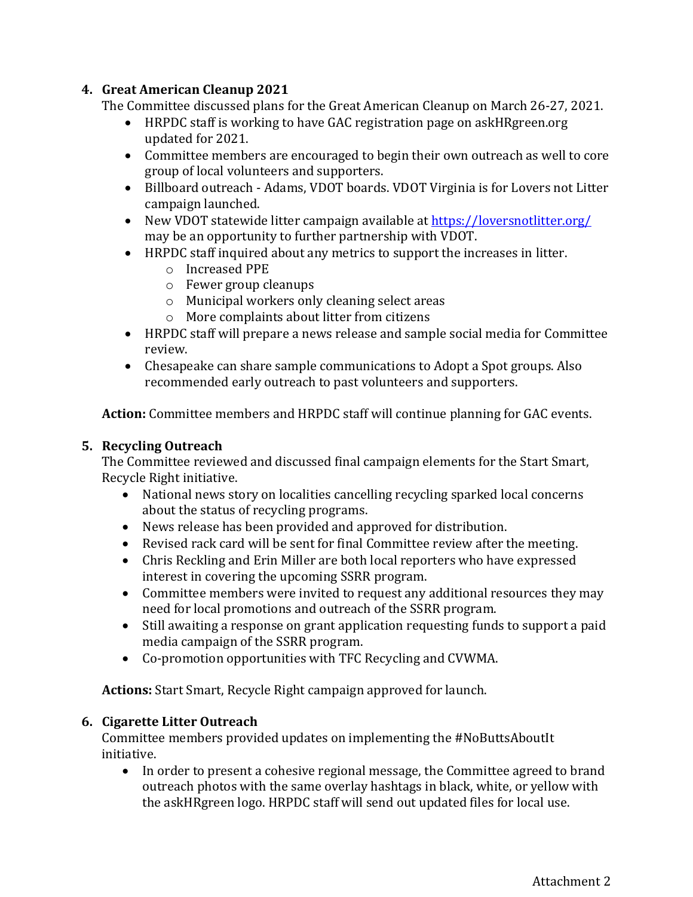## 4. Great American Cleanup 2021

The Committee discussed plans for the Great American Cleanup on March 26-27, 2021.

- HRPDC staff is working to have GAC registration page on askHRgreen.org updated for 2021.
- Committee members are encouraged to begin their own outreach as well to core group of local volunteers and supporters.
- Billboard outreach - Adams, VDOT boards. VDOT Virginia is for Lovers not Litter campaign launched.
- New VDOT statewide litter campaign available at [https://loversnotlitter.org/](https://loversnotlitter.org/) may be an opportunity to further partnership with VDOT.
- HRPDC staff inquired about any metrics to support the increases in litter.
  - Increased PPE
  - Fewer group cleanups
  - Municipal workers only cleaning select areas
  - More complaints about litter from citizens
- HRPDC staff will prepare a news release and sample social media for Committee review.
- Chesapeake can share sample communications to Adopt a Spot groups. Also recommended early outreach to past volunteers and supporters.

**Action:** Committee members and HRPDC staff will continue planning for GAC events.

## 5. Recycling Outreach

The Committee reviewed and discussed final campaign elements for the Start Smart, Recycle Right initiative.

- National news story on localities cancelling recycling sparked local concerns about the status of recycling programs.
- News release has been provided and approved for distribution.
- Revised rack card will be sent for final Committee review after the meeting.
- Chris Reckling and Erin Miller are both local reporters who have expressed interest in covering the upcoming SSRR program.
- Committee members were invited to request any additional resources they may need for local promotions and outreach of the SSRR program.
- Still awaiting a response on grant application requesting funds to support a paid media campaign of the SSRR program.
- Co-promotion opportunities with TFC Recycling and CVWMA.

**Actions:** Start Smart, Recycle Right campaign approved for launch.

## 6. Cigarette Litter Outreach

Committee members provided updates on implementing the #NoButtsAboutIt initiative.

- In order to present a cohesive regional message, the Committee agreed to brand outreach photos with the same overlay hashtags in black, white, or yellow with the askHRgreen logo. HRPDC staff will send out updated files for local use.

Attachment 2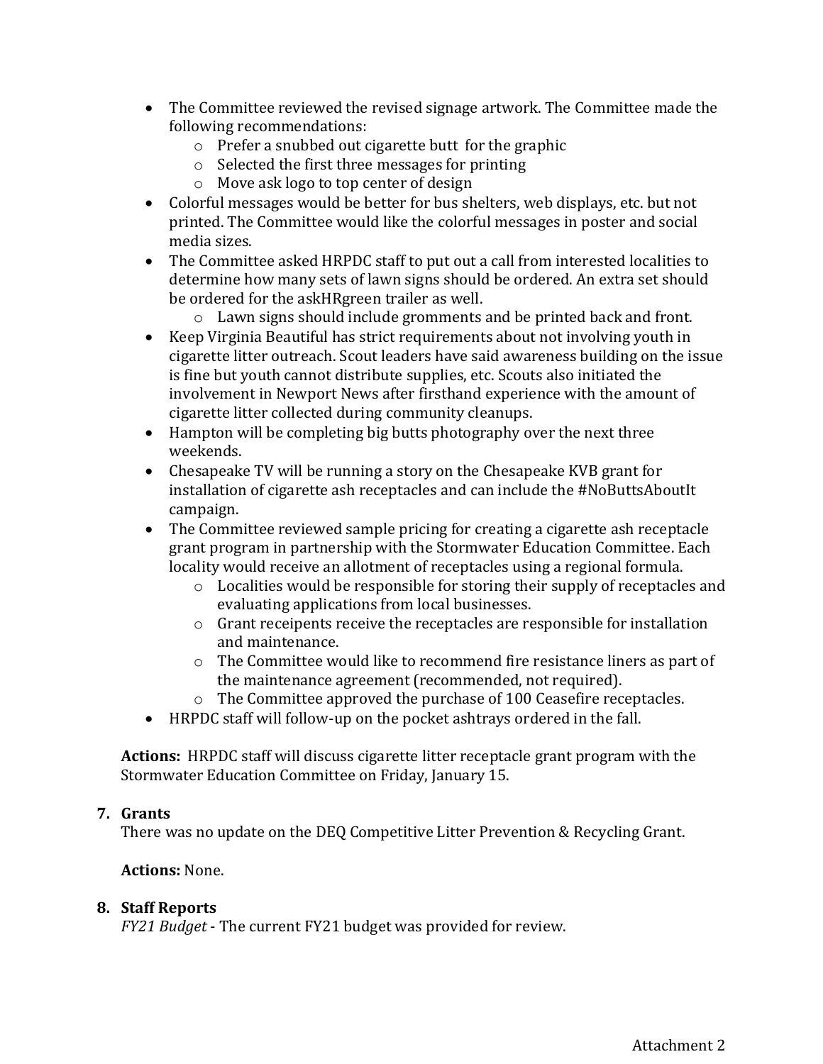- The Committee reviewed the revised signage artwork. The Committee made the following recommendations:
    - Prefer a snubbed out cigarette butt for the graphic
    - Selected the first three messages for printing
    - Move ask logo to top center of design
- Colorful messages would be better for bus shelters, web displays, etc. but not printed. The Committee would like the colorful messages in poster and social media sizes.
- The Committee asked HRPDC staff to put out a call from interested localities to determine how many sets of lawn signs should be ordered. An extra set should be ordered for the askHRgreen trailer as well.
    - Lawn signs should include gromments and be printed back and front.
- Keep Virginia Beautiful has strict requirements about not involving youth in cigarette litter outreach. Scout leaders have said awareness building on the issue is fine but youth cannot distribute supplies, etc. Scouts also initiated the involvement in Newport News after firsthand experience with the amount of cigarette litter collected during community cleanups.
- Hampton will be completing big butts photography over the next three weekends.
- Chesapeake TV will be running a story on the Chesapeake KVB grant for installation of cigarette ash receptacles and can include the #NoButtsAboutIt campaign.
- The Committee reviewed sample pricing for creating a cigarette ash receptacle grant program in partnership with the Stormwater Education Committee. Each locality would receive an allotment of receptacles using a regional formula.
    - Localities would be responsible for storing their supply of receptacles and evaluating applications from local businesses.
    - Grant receipents receive the receptacles are responsible for installation and maintenance.
    - The Committee would like to recommend fire resistance liners as part of the maintenance agreement (recommended, not required).
    - The Committee approved the purchase of 100 Ceasefire receptacles.
- HRPDC staff will follow-up on the pocket ashtrays ordered in the fall.

**Actions:** HRPDC staff will discuss cigarette litter receptacle grant program with the Stormwater Education Committee on Friday, January 15.

**7. Grants**

There was no update on the DEQ Competitive Litter Prevention & Recycling Grant.

**Actions:** None.

**8. Staff Reports**

*FY21 Budget* - The current FY21 budget was provided for review.

Attachment 2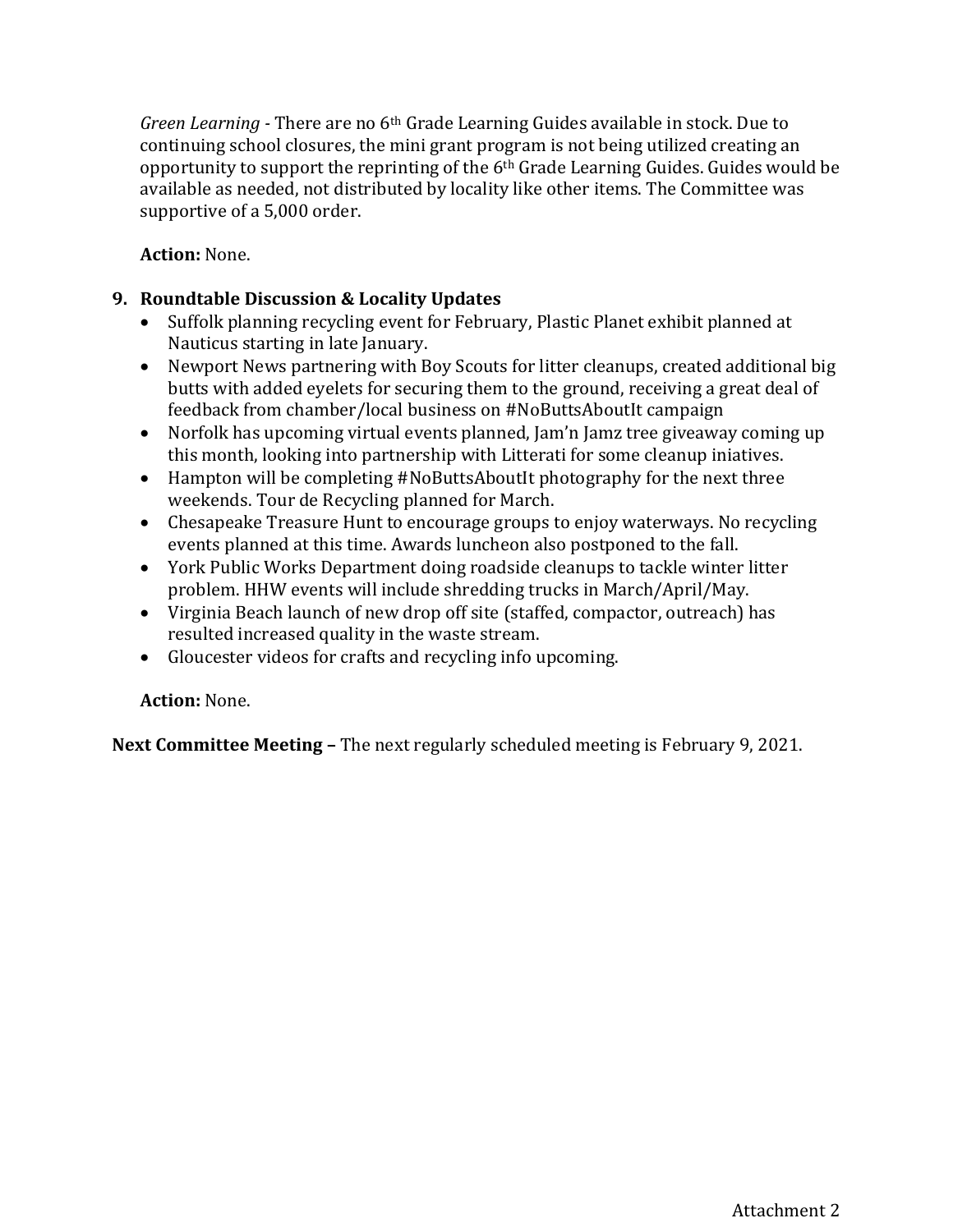*Green Learning* - There are no 6th Grade Learning Guides available in stock. Due to continuing school closures, the mini grant program is not being utilized creating an opportunity to support the reprinting of the 6th Grade Learning Guides. Guides would be available as needed, not distributed by locality like other items. The Committee was supportive of a 5,000 order.

**Action:** None.

**9. Roundtable Discussion & Locality Updates**

- Suffolk planning recycling event for February, Plastic Planet exhibit planned at Nauticus starting in late January.
- Newport News partnering with Boy Scouts for litter cleanups, created additional big butts with added eyelets for securing them to the ground, receiving a great deal of feedback from chamber/local business on #NoButtsAboutIt campaign
- Norfolk has upcoming virtual events planned, Jam'n Jamz tree giveaway coming up this month, looking into partnership with Litterati for some cleanup iniatives.
- Hampton will be completing #NoButtsAboutIt photography for the next three weekends. Tour de Recycling planned for March.
- Chesapeake Treasure Hunt to encourage groups to enjoy waterways. No recycling events planned at this time. Awards luncheon also postponed to the fall.
- York Public Works Department doing roadside cleanups to tackle winter litter problem. HHW events will include shredding trucks in March/April/May.
- Virginia Beach launch of new drop off site (staffed, compactor, outreach) has resulted increased quality in the waste stream.
- Gloucester videos for crafts and recycling info upcoming.

**Action:** None.

**Next Committee Meeting –** The next regularly scheduled meeting is February 9, 2021.

Attachment 2